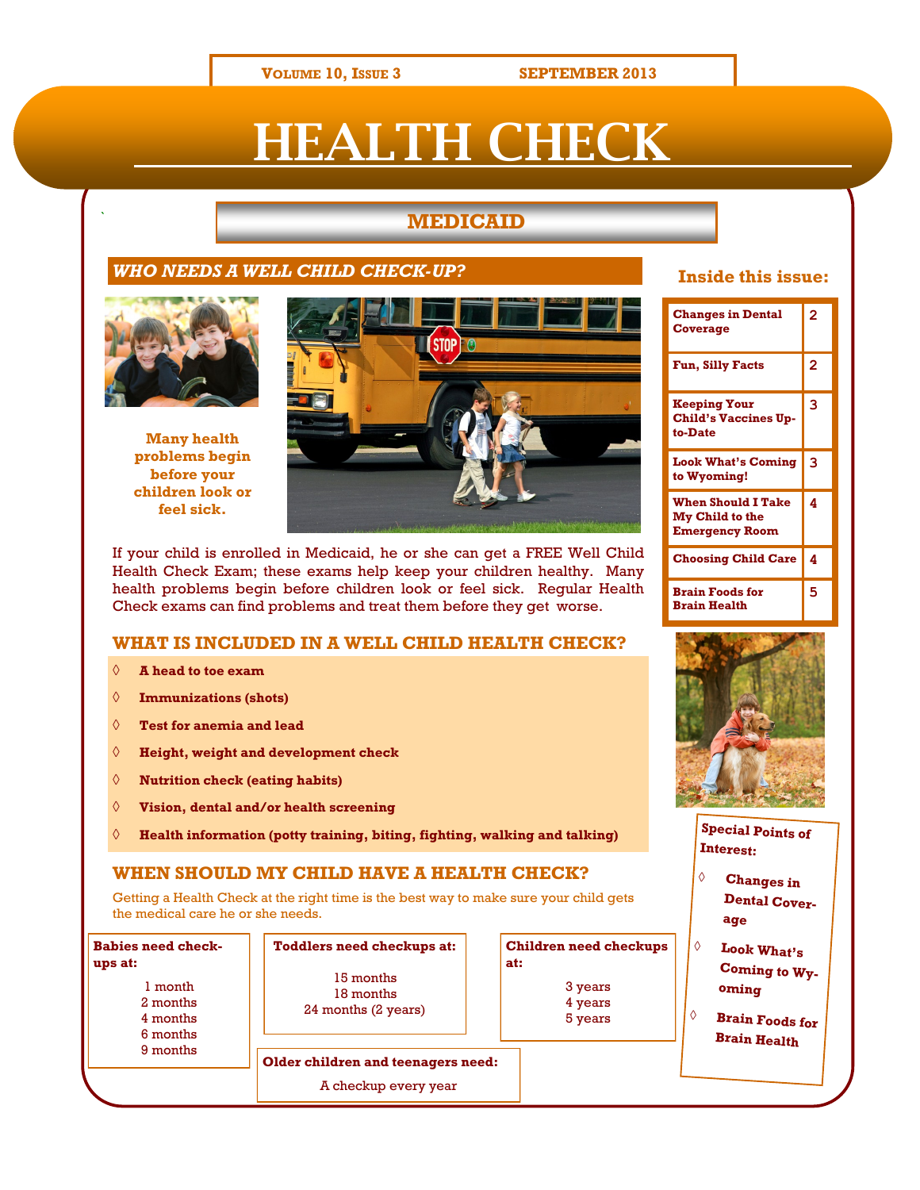# HEALTH CHECK

## MEDICAID

### *WHO NEEDS A WELL CHILD CHECK-UP?*

**Many health problems begin before your children look or feel sick.**

If your child is enrolled in Medicaid, he or she can get a FREE Well Child Health Check Exam; these exams help keep your children healthy. Many health problems begin before children look or feel sick. Regular Health Check exams can find problems and treat them before they get worse.

### WHAT IS INCLUDED IN A WELL CHILD HEALTH CHECK?

- **A head to toe exam**
- **Immunizations (shots)**
- **Test for anemia and lead**
- **Height, weight and development check**
- **Nutrition check (eating habits)**
- **Vision, dental and/or health screening**
- **Health information (potty training, biting, fighting, walking and talking)**

### WHEN SHOULD MY CHILD HAVE A HEALTH CHECK?

Getting a Health Check at the right time is the best way to make sure your child gets the medical care he or she needs.

**Babies need check-ups at:**

1 month
2 months
4 months
6 months
9 months

**Toddlers need checkups at:**

15 months
18 months
24 months (2 years)

**Children need checkups at:**

3 years
4 years
5 years

**Older children and teenagers need:**

A checkup every year

### Inside this issue:

| | |
|---|---|
| Changes in Dental Coverage | 2 |
| Fun, Silly Facts | 2 |
| Keeping Your Child's Vaccines Up-to-Date | 3 |
| Look What's Coming to Wyoming! | 3 |
| When Should I Take My Child to the Emergency Room | 4 |
| Choosing Child Care | 4 |
| Brain Foods for Brain Health | 5 |

**Special Points of Interest:**

- Changes in Dental Coverage
- Look What's Coming to Wyoming
- Brain Foods for Brain Health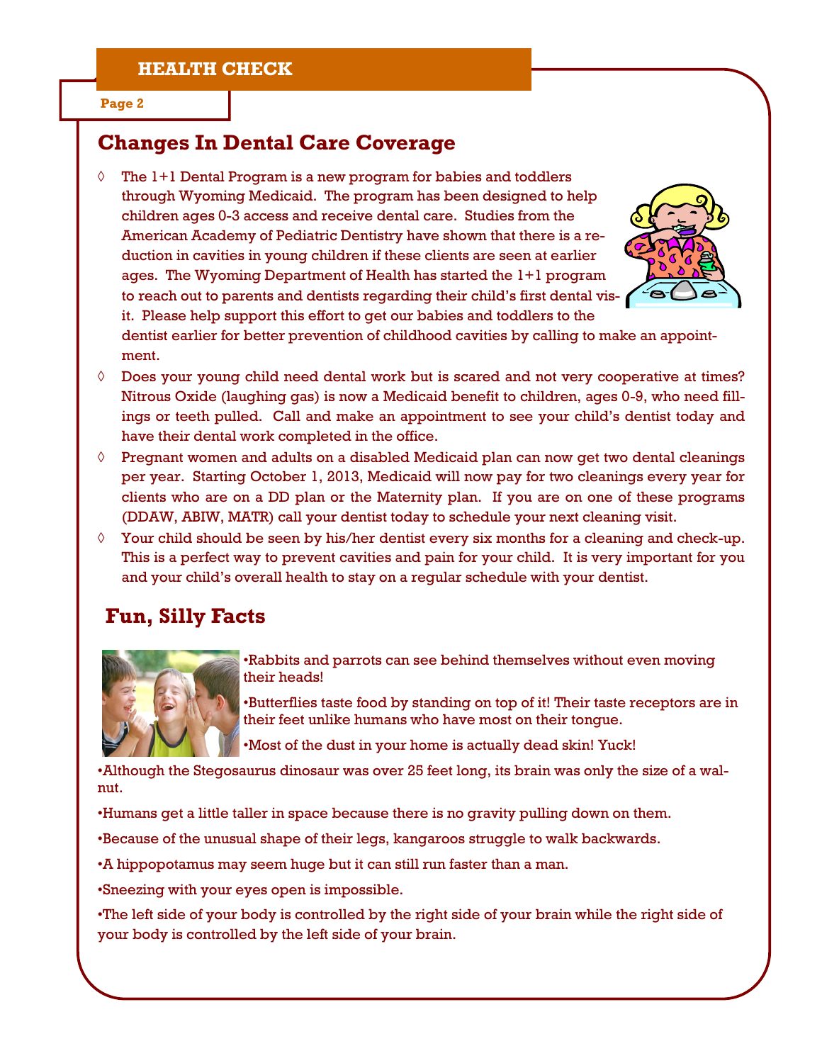## Changes In Dental Care Coverage

- The 1+1 Dental Program is a new program for babies and toddlers through Wyoming Medicaid. The program has been designed to help children ages 0-3 access and receive dental care. Studies from the American Academy of Pediatric Dentistry have shown that there is a reduction in cavities in young children if these clients are seen at earlier ages. The Wyoming Department of Health has started the 1+1 program to reach out to parents and dentists regarding their child's first dental visit. Please help support this effort to get our babies and toddlers to the dentist earlier for better prevention of childhood cavities by calling to make an appointment.
- Does your young child need dental work but is scared and not very cooperative at times? Nitrous Oxide (laughing gas) is now a Medicaid benefit to children, ages 0-9, who need fillings or teeth pulled. Call and make an appointment to see your child's dentist today and have their dental work completed in the office.
- Pregnant women and adults on a disabled Medicaid plan can now get two dental cleanings per year. Starting October 1, 2013, Medicaid will now pay for two cleanings every year for clients who are on a DD plan or the Maternity plan. If you are on one of these programs (DDAW, ABIW, MATR) call your dentist today to schedule your next cleaning visit.
- Your child should be seen by his/her dentist every six months for a cleaning and check-up. This is a perfect way to prevent cavities and pain for your child. It is very important for you and your child's overall health to stay on a regular schedule with your dentist.

## Fun, Silly Facts

- Rabbits and parrots can see behind themselves without even moving their heads!
- Butterflies taste food by standing on top of it! Their taste receptors are in their feet unlike humans who have most on their tongue.
- Most of the dust in your home is actually dead skin! Yuck!
- Although the Stegosaurus dinosaur was over 25 feet long, its brain was only the size of a walnut.
- Humans get a little taller in space because there is no gravity pulling down on them.
- Because of the unusual shape of their legs, kangaroos struggle to walk backwards.
- A hippopotamus may seem huge but it can still run faster than a man.
- Sneezing with your eyes open is impossible.
- The left side of your body is controlled by the right side of your brain while the right side of your body is controlled by the left side of your brain.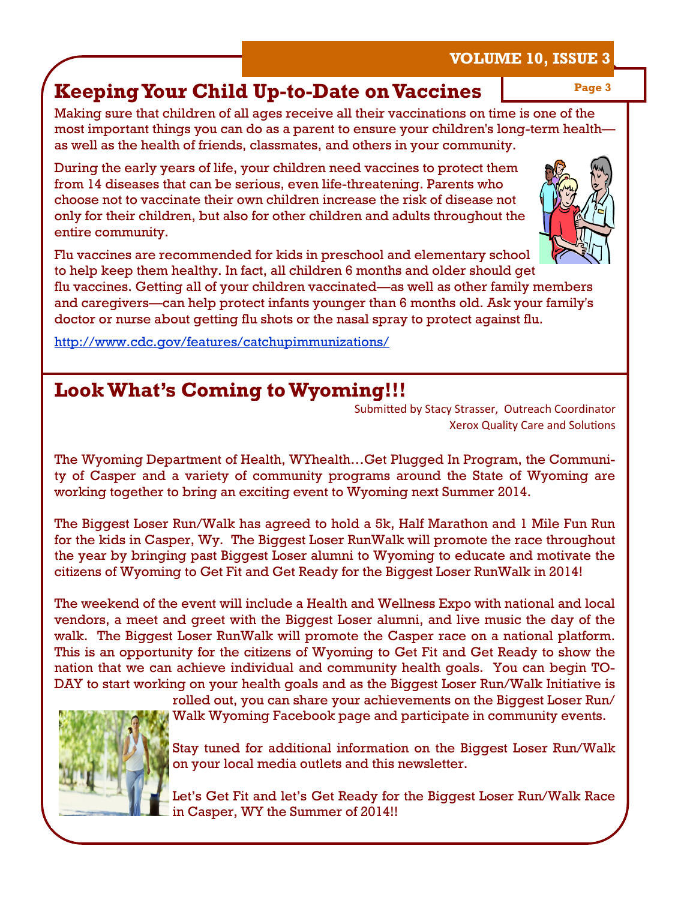## Keeping Your Child Up-to-Date on Vaccines

Making sure that children of all ages receive all their vaccinations on time is one of the most important things you can do as a parent to ensure your children's long-term health—as well as the health of friends, classmates, and others in your community.

During the early years of life, your children need vaccines to protect them from 14 diseases that can be serious, even life-threatening. Parents who choose not to vaccinate their own children increase the risk of disease not only for their children, but also for other children and adults throughout the entire community.

Flu vaccines are recommended for kids in preschool and elementary school to help keep them healthy. In fact, all children 6 months and older should get flu vaccines. Getting all of your children vaccinated—as well as other family members and caregivers—can help protect infants younger than 6 months old. Ask your family's doctor or nurse about getting flu shots or the nasal spray to protect against flu.

http://www.cdc.gov/features/catchupimmunizations/

## Look What's Coming to Wyoming!!!

Submitted by Stacy Strasser, Outreach Coordinator
Xerox Quality Care and Solutions

The Wyoming Department of Health, WYhealth…Get Plugged In Program, the Community of Casper and a variety of community programs around the State of Wyoming are working together to bring an exciting event to Wyoming next Summer 2014.

The Biggest Loser Run/Walk has agreed to hold a 5k, Half Marathon and 1 Mile Fun Run for the kids in Casper, Wy. The Biggest Loser RunWalk will promote the race throughout the year by bringing past Biggest Loser alumni to Wyoming to educate and motivate the citizens of Wyoming to Get Fit and Get Ready for the Biggest Loser RunWalk in 2014!

The weekend of the event will include a Health and Wellness Expo with national and local vendors, a meet and greet with the Biggest Loser alumni, and live music the day of the walk. The Biggest Loser RunWalk will promote the Casper race on a national platform. This is an opportunity for the citizens of Wyoming to Get Fit and Get Ready to show the nation that we can achieve individual and community health goals. You can begin TODAY to start working on your health goals and as the Biggest Loser Run/Walk Initiative is rolled out, you can share your achievements on the Biggest Loser Run/Walk Wyoming Facebook page and participate in community events.

Stay tuned for additional information on the Biggest Loser Run/Walk on your local media outlets and this newsletter.

Let's Get Fit and let's Get Ready for the Biggest Loser Run/Walk Race in Casper, WY the Summer of 2014!!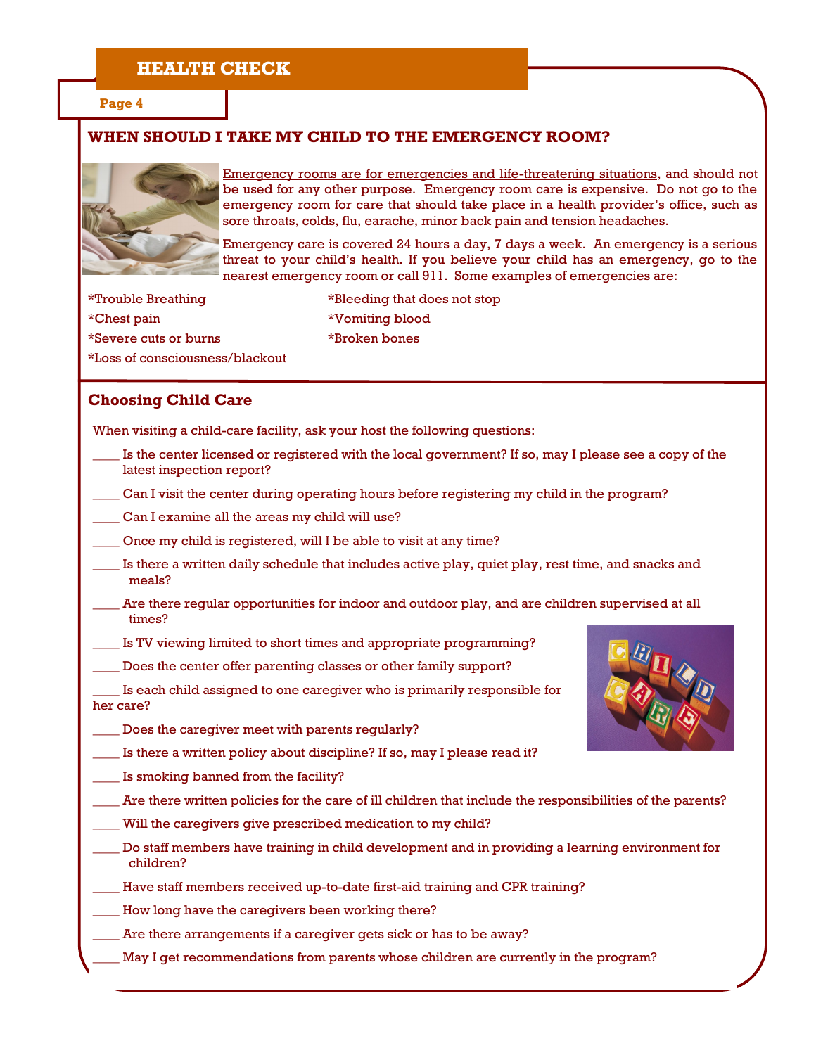## WHEN SHOULD I TAKE MY CHILD TO THE EMERGENCY ROOM?

Emergency rooms are for emergencies and life-threatening situations, and should not be used for any other purpose. Emergency room care is expensive. Do not go to the emergency room for care that should take place in a health provider's office, such as sore throats, colds, flu, earache, minor back pain and tension headaches.

Emergency care is covered 24 hours a day, 7 days a week. An emergency is a serious threat to your child's health. If you believe your child has an emergency, go to the nearest emergency room or call 911. Some examples of emergencies are:

*Trouble Breathing
*Chest pain
*Severe cuts or burns
*Loss of consciousness/blackout
*Bleeding that does not stop
*Vomiting blood
*Broken bones

## Choosing Child Care

When visiting a child-care facility, ask your host the following questions:

____ Is the center licensed or registered with the local government? If so, may I please see a copy of the latest inspection report?

____ Can I visit the center during operating hours before registering my child in the program?

____ Can I examine all the areas my child will use?

____ Once my child is registered, will I be able to visit at any time?

____ Is there a written daily schedule that includes active play, quiet play, rest time, and snacks and meals?

____ Are there regular opportunities for indoor and outdoor play, and are children supervised at all times?

____ Is TV viewing limited to short times and appropriate programming?

____ Does the center offer parenting classes or other family support?

____ Is each child assigned to one caregiver who is primarily responsible for her care?

____ Does the caregiver meet with parents regularly?

____ Is there a written policy about discipline? If so, may I please read it?

____ Is smoking banned from the facility?

____ Are there written policies for the care of ill children that include the responsibilities of the parents?

____ Will the caregivers give prescribed medication to my child?

____ Do staff members have training in child development and in providing a learning environment for children?

____ Have staff members received up-to-date first-aid training and CPR training?

____ How long have the caregivers been working there?

____ Are there arrangements if a caregiver gets sick or has to be away?

____ May I get recommendations from parents whose children are currently in the program?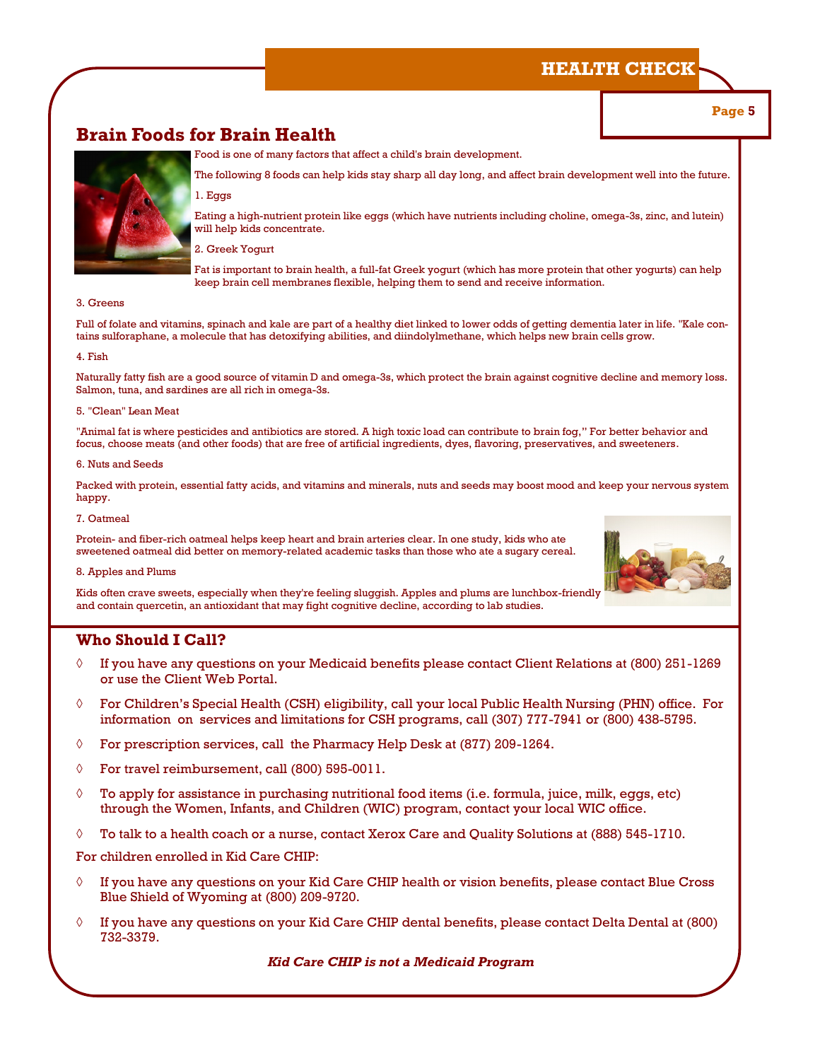## Brain Foods for Brain Health

Food is one of many factors that affect a child's brain development.

The following 8 foods can help kids stay sharp all day long, and affect brain development well into the future.

1. Eggs

Eating a high-nutrient protein like eggs (which have nutrients including choline, omega-3s, zinc, and lutein) will help kids concentrate.

2. Greek Yogurt

Fat is important to brain health, a full-fat Greek yogurt (which has more protein that other yogurts) can help keep brain cell membranes flexible, helping them to send and receive information.

3. Greens

Full of folate and vitamins, spinach and kale are part of a healthy diet linked to lower odds of getting dementia later in life. "Kale contains sulforaphane, a molecule that has detoxifying abilities, and diindolylmethane, which helps new brain cells grow.

4. Fish

Naturally fatty fish are a good source of vitamin D and omega-3s, which protect the brain against cognitive decline and memory loss. Salmon, tuna, and sardines are all rich in omega-3s.

5. "Clean" Lean Meat

"Animal fat is where pesticides and antibiotics are stored. A high toxic load can contribute to brain fog," For better behavior and focus, choose meats (and other foods) that are free of artificial ingredients, dyes, flavoring, preservatives, and sweeteners.

6. Nuts and Seeds

Packed with protein, essential fatty acids, and vitamins and minerals, nuts and seeds may boost mood and keep your nervous system happy.

7. Oatmeal

Protein- and fiber-rich oatmeal helps keep heart and brain arteries clear. In one study, kids who ate sweetened oatmeal did better on memory-related academic tasks than those who ate a sugary cereal.

8. Apples and Plums

Kids often crave sweets, especially when they're feeling sluggish. Apples and plums are lunchbox-friendly and contain quercetin, an antioxidant that may fight cognitive decline, according to lab studies.

## Who Should I Call?

- If you have any questions on your Medicaid benefits please contact Client Relations at (800) 251-1269 or use the Client Web Portal.
- For Children's Special Health (CSH) eligibility, call your local Public Health Nursing (PHN) office. For information on services and limitations for CSH programs, call (307) 777-7941 or (800) 438-5795.
- For prescription services, call the Pharmacy Help Desk at (877) 209-1264.
- For travel reimbursement, call (800) 595-0011.
- To apply for assistance in purchasing nutritional food items (i.e. formula, juice, milk, eggs, etc) through the Women, Infants, and Children (WIC) program, contact your local WIC office.
- To talk to a health coach or a nurse, contact Xerox Care and Quality Solutions at (888) 545-1710.

For children enrolled in Kid Care CHIP:

- If you have any questions on your Kid Care CHIP health or vision benefits, please contact Blue Cross Blue Shield of Wyoming at (800) 209-9720.
- If you have any questions on your Kid Care CHIP dental benefits, please contact Delta Dental at (800) 732-3379.

***Kid Care CHIP is not a Medicaid Program***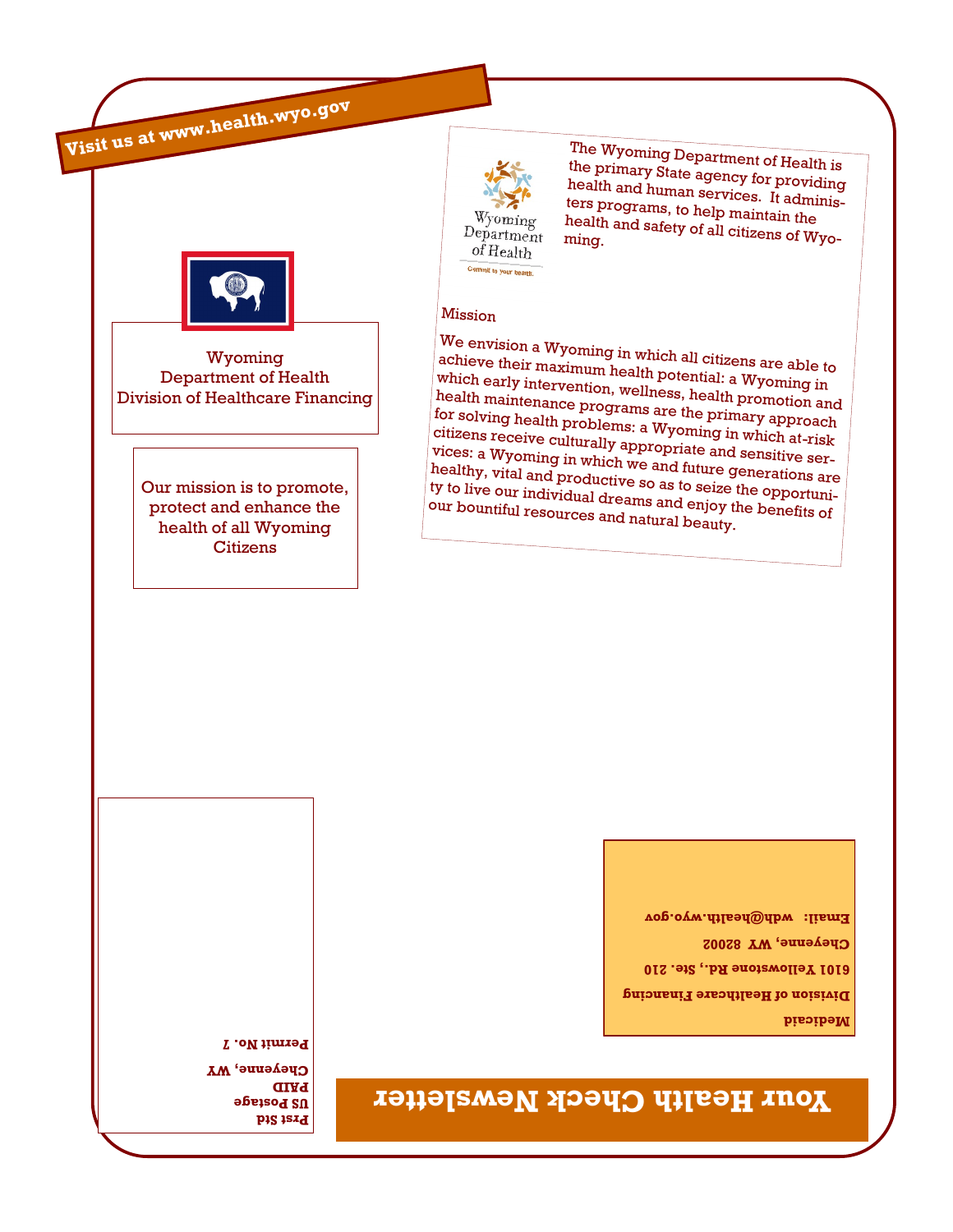Visit us at www.health.wyo.gov

Wyoming
Department of Health
Division of Healthcare Financing

Our mission is to promote, protect and enhance the health of all Wyoming Citizens

Wyoming Department of Health

Commit to your health.

The Wyoming Department of Health is the primary State agency for providing health and human services. It administers programs, to help maintain the health and safety of all citizens of Wyoming.

Mission

We envision a Wyoming in which all citizens are able to achieve their maximum health potential: a Wyoming in which early intervention, wellness, health promotion and health maintenance programs are the primary approach for solving health problems: a Wyoming in which at-risk citizens receive culturally appropriate and sensitive services: a Wyoming in which we and future generations are healthy, vital and productive so as to seize the opportunity to live our individual dreams and enjoy the benefits of our bountiful resources and natural beauty.

**Medicaid**
**Division of Healthcare Financing**
**6101 Yellowstone Rd., Ste. 210**
**Cheyenne, WY 82002**
**Email: wdh@health.wyo.gov**

**Your Health Check Newsletter**

**Prst Std**
**US Postage**
**PAID**
**Cheyenne, WY**
**Permit No. 7**